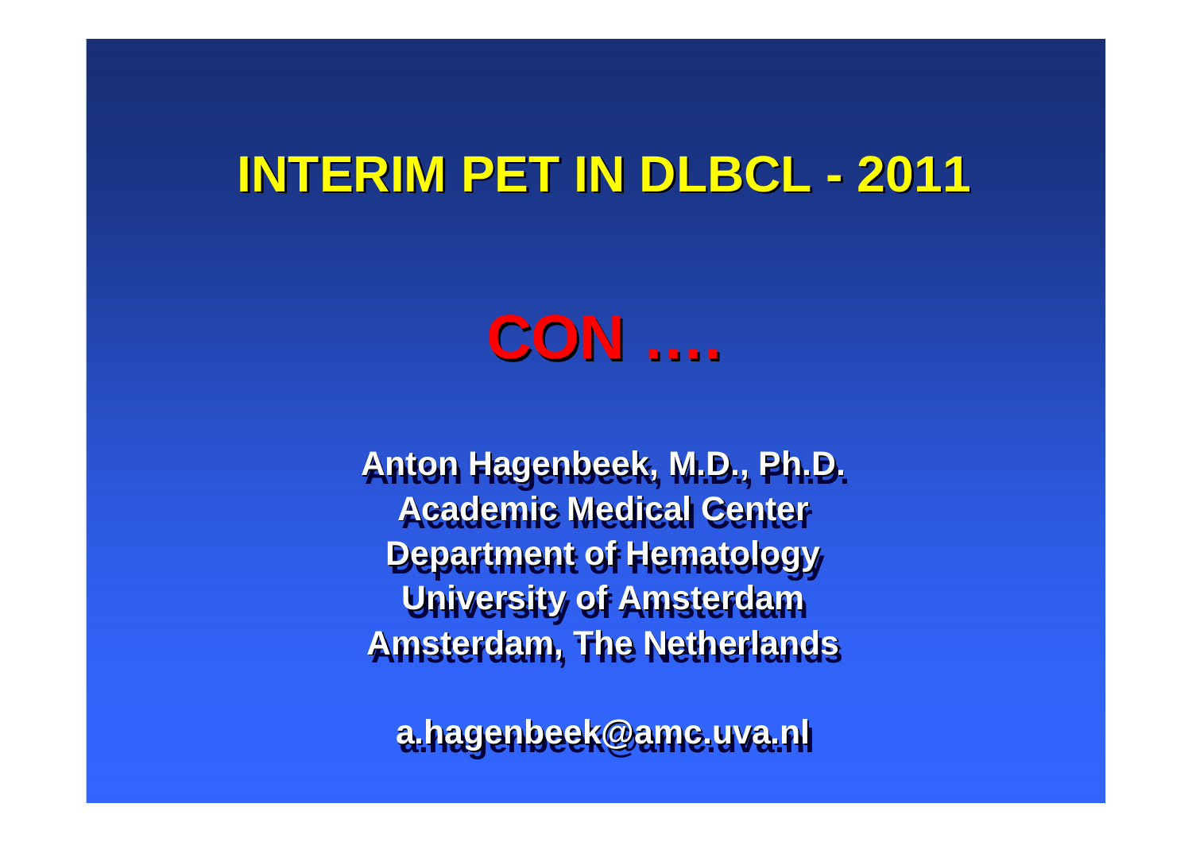# INTERIM PET IN DLBCL - 2011

## CON ….

**Anton Hagenbeek, M.D., Ph.D.**
**Academic Medical Center**
**Department of Hematology**
**University of Amsterdam**
**Amsterdam, The Netherlands**

**a.hagenbeek@amc.uva.nl**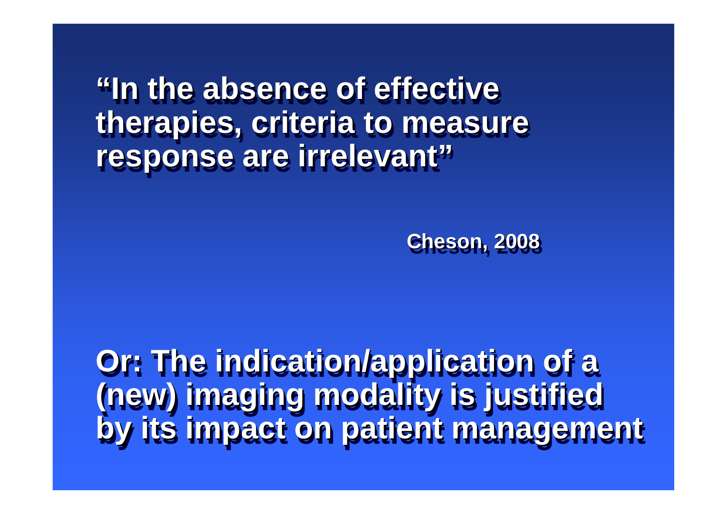**"In the absence of effective therapies, criteria to measure response are irrelevant"**

**Cheson, 2008**

**Or: The indication/application of a (new) imaging modality is justified by its impact on patient management**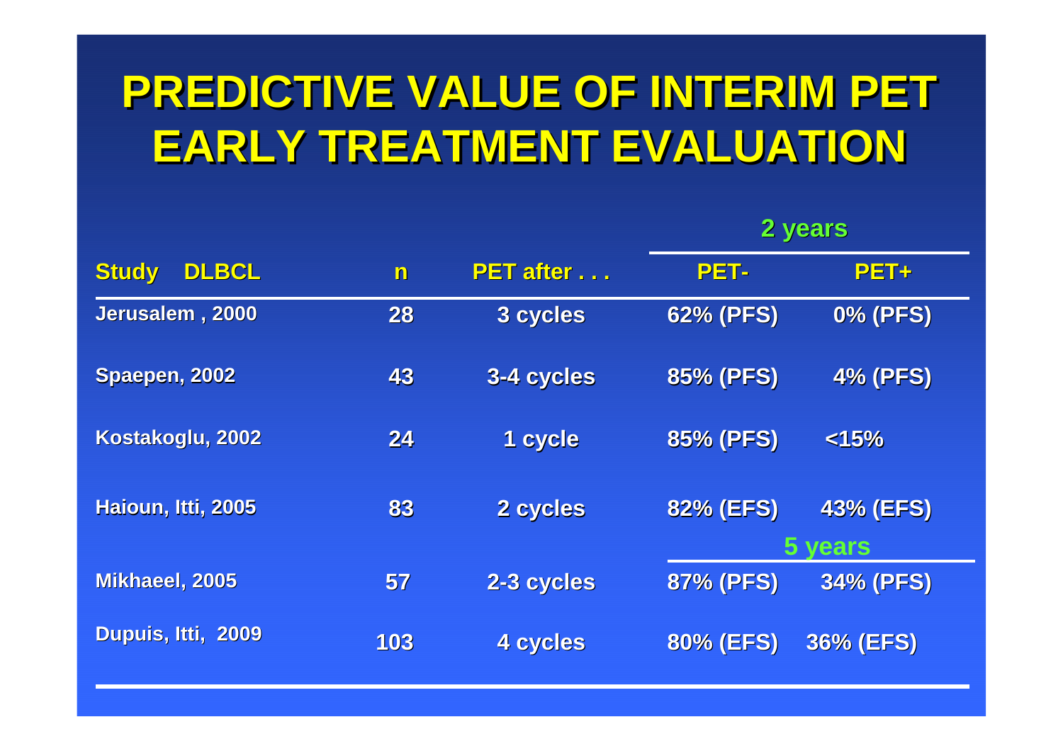# PREDICTIVE VALUE OF INTERIM PET EARLY TREATMENT EVALUATION

| Study DLBCL | n | PET after . . . | PET- | PET+ |
|---|---|---|---|---|
| | | | 2 years | |
| Jerusalem , 2000 | 28 | 3 cycles | 62% (PFS) | 0% (PFS) |
| Spaepen, 2002 | 43 | 3-4 cycles | 85% (PFS) | 4% (PFS) |
| Kostakoglu, 2002 | 24 | 1 cycle | 85% (PFS) | <15% |
| Haioun, Itti, 2005 | 83 | 2 cycles | 82% (EFS) | 43% (EFS) |
| | | | 5 years | |
| Mikhaeel, 2005 | 57 | 2-3 cycles | 87% (PFS) | 34% (PFS) |
| Dupuis, Itti, 2009 | 103 | 4 cycles | 80% (EFS) | 36% (EFS) |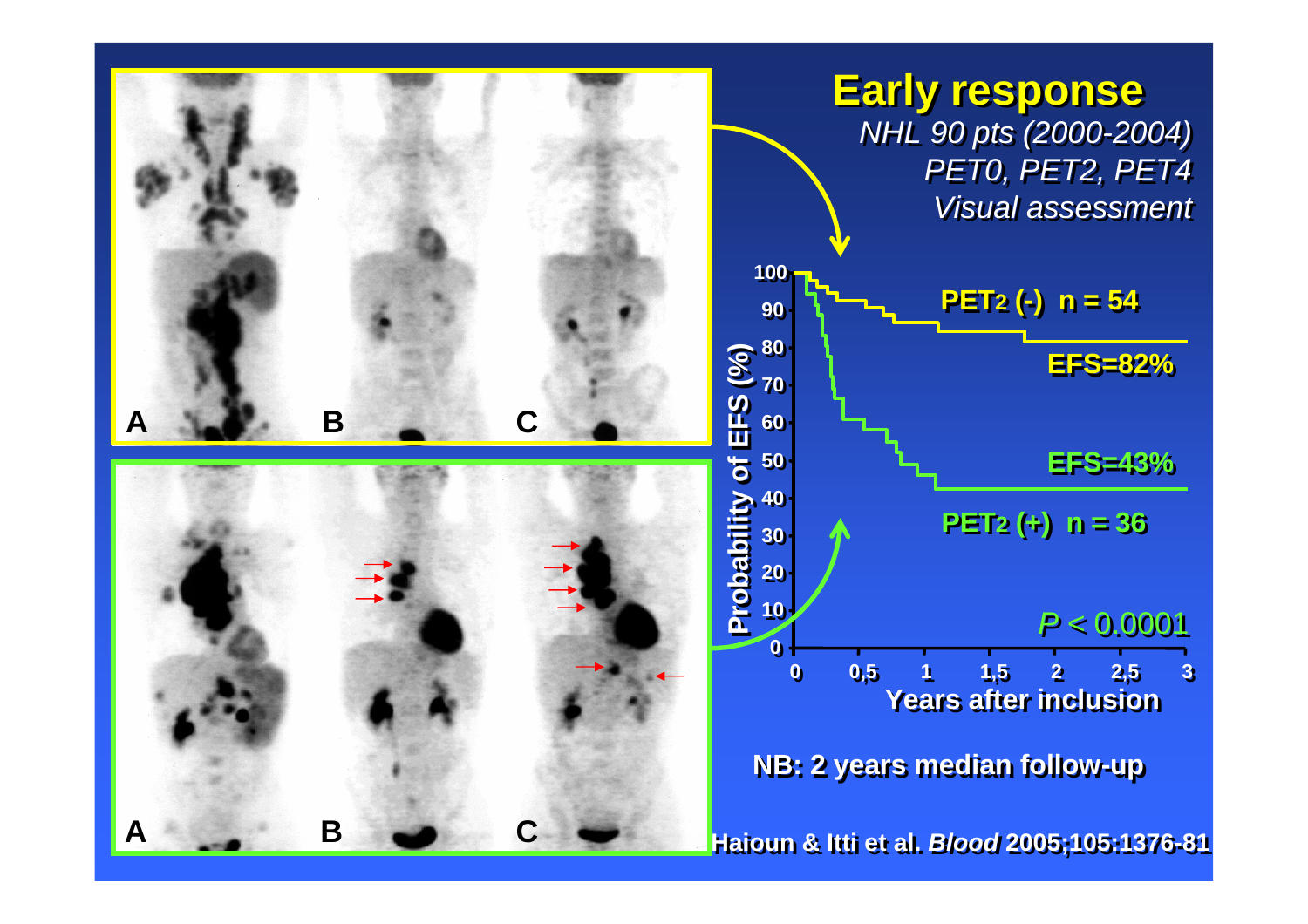# Early response

*NHL 90 pts (2000-2004)*
*PET0, PET2, PET4*
*Visual assessment*

PET2 (-) n = 54 — EFS=82%

PET2 (+) n = 36 — EFS=43%

$P < 0.0001$

Probability of EFS (%)

Years after inclusion

NB: 2 years median follow-up

Haioun & Itti et al. *Blood* 2005;105:1376-81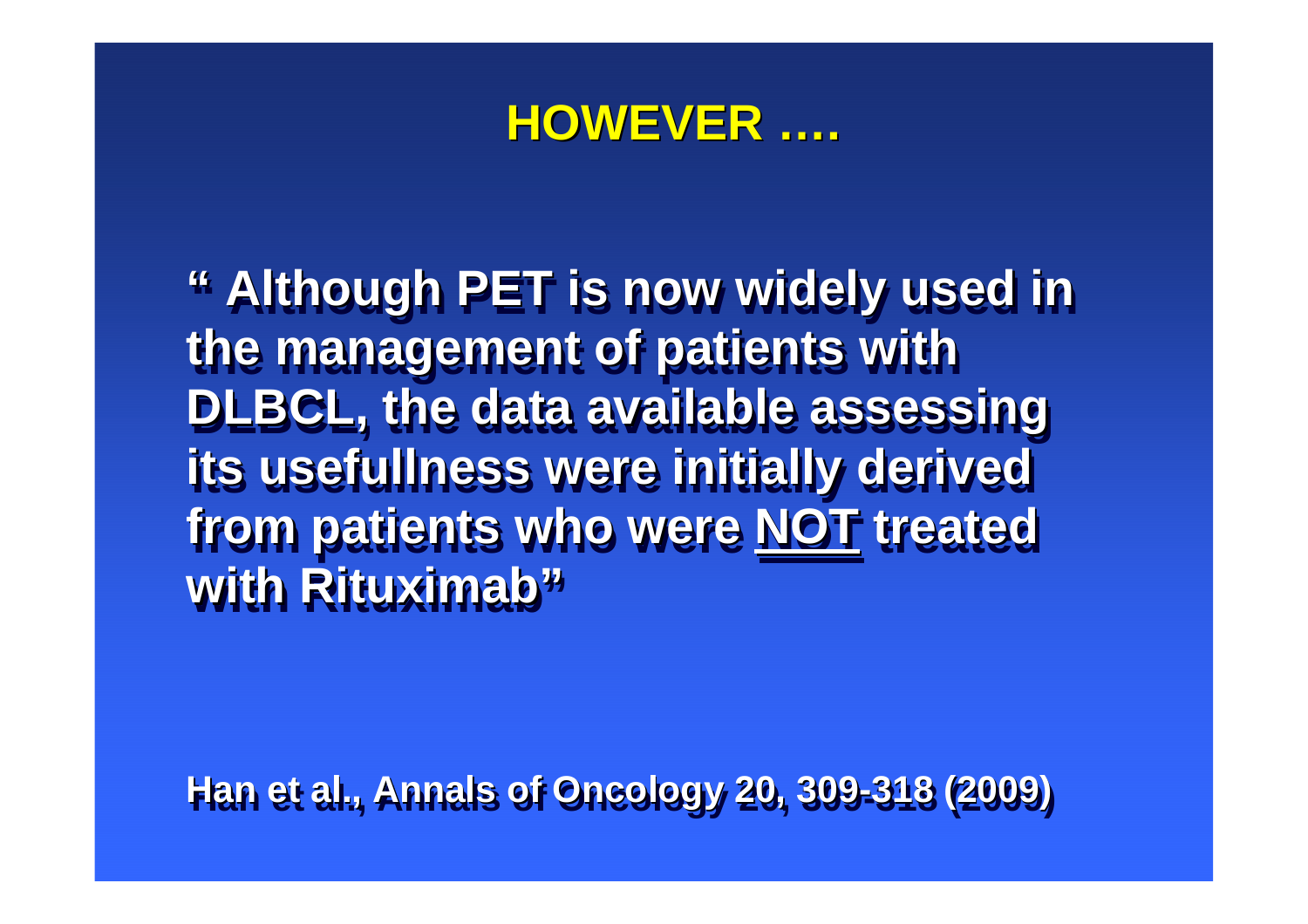# HOWEVER ….

**" Although PET is now widely used in the management of patients with DLBCL, the data available assessing its usefullness were initially derived from patients who were <u>NOT</u> treated with Rituximab"**

**Han et al., Annals of Oncology 20, 309-318 (2009)**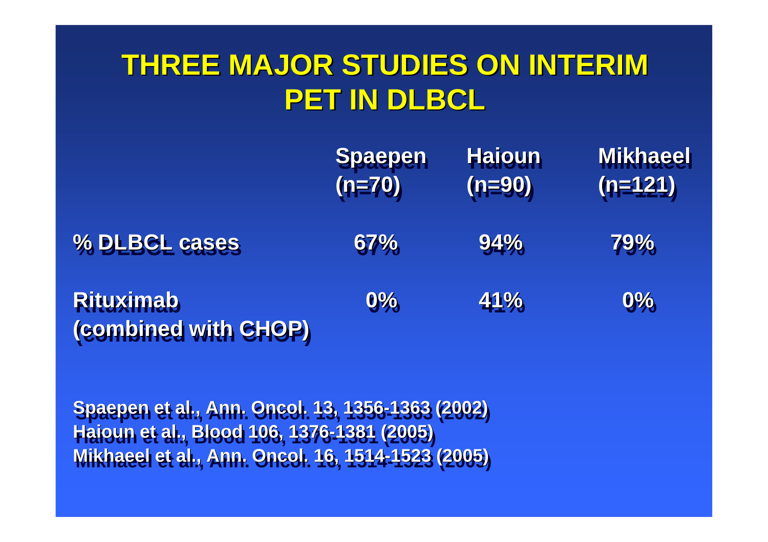# THREE MAJOR STUDIES ON INTERIM PET IN DLBCL

| | Spaepen (n=70) | Haioun (n=90) | Mikhaeel (n=121) |
|---|---|---|---|
| % DLBCL cases | 67% | 94% | 79% |
| Rituximab (combined with CHOP) | 0% | 41% | 0% |

Spaepen et al., Ann. Oncol. 13, 1356-1363 (2002)
Haioun et al., Blood 106, 1376-1381 (2005)
Mikhaeel et al., Ann. Oncol. 16, 1514-1523 (2005)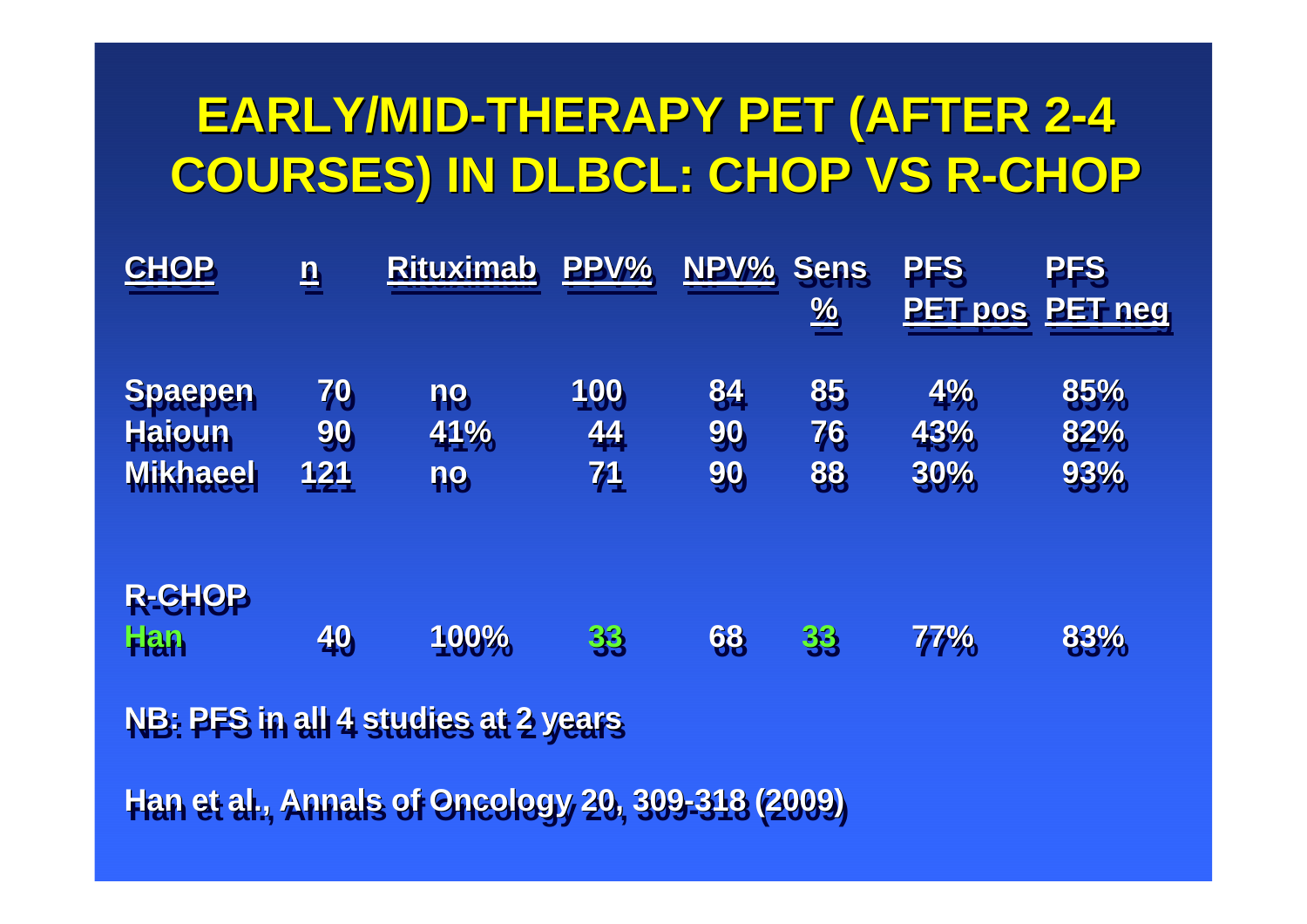# EARLY/MID-THERAPY PET (AFTER 2-4 COURSES) IN DLBCL: CHOP VS R-CHOP

| CHOP | n | Rituximab | PPV% | NPV% | Sens % | PFS PET pos | PFS PET neg |
|---|---|---|---|---|---|---|---|
| Spaepen | 70 | no | 100 | 84 | 85 | 4% | 85% |
| Haioun | 90 | 41% | 44 | 90 | 76 | 43% | 82% |
| Mikhaeel | 121 | no | 71 | 90 | 88 | 30% | 93% |
| **R-CHOP** | | | | | | | |
| Han | 40 | 100% | 33 | 68 | 33 | 77% | 83% |

NB: PFS in all 4 studies at 2 years

Han et al., Annals of Oncology 20, 309-318 (2009)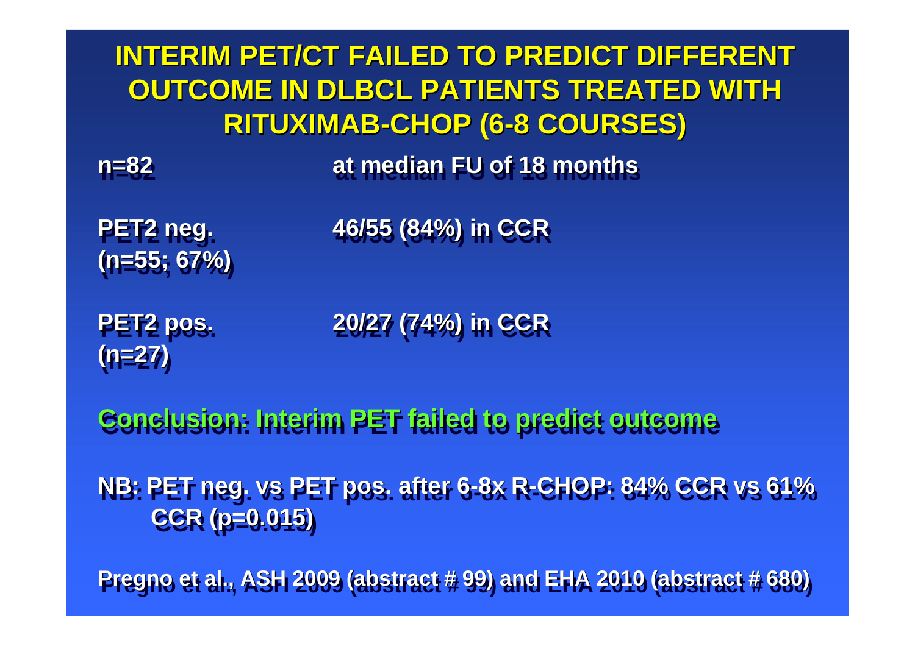# INTERIM PET/CT FAILED TO PREDICT DIFFERENT OUTCOME IN DLBCL PATIENTS TREATED WITH RITUXIMAB-CHOP (6-8 COURSES)

| | |
|---|---|
| **n=82** | **at median FU of 18 months** |
| **PET2 neg. (n=55; 67%)** | **46/55 (84%) in CCR** |
| **PET2 pos. (n=27)** | **20/27 (74%) in CCR** |

**Conclusion: Interim PET failed to predict outcome**

**NB: PET neg. vs PET pos. after 6-8x R-CHOP: 84% CCR vs 61% CCR ($p=0.015$)**

**Pregno et al., ASH 2009 (abstract # 99) and EHA 2010 (abstract # 680)**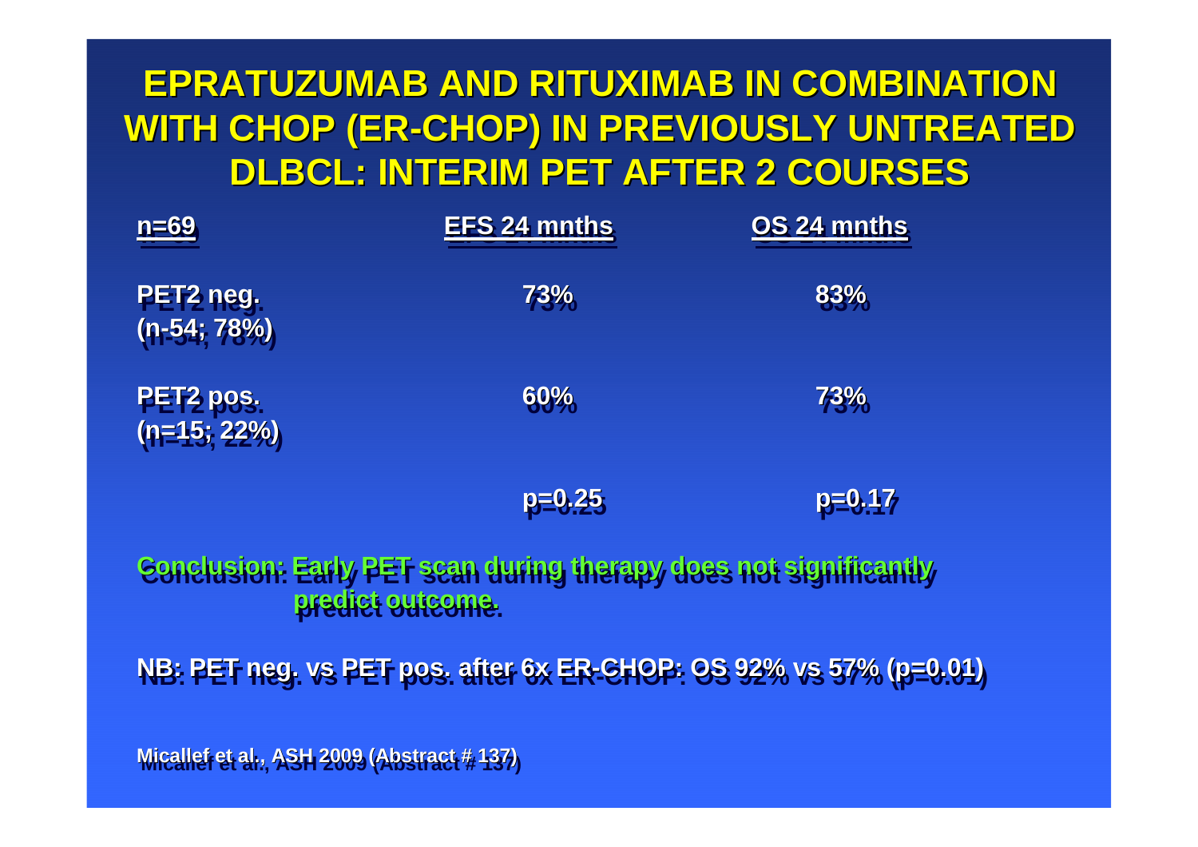# EPRATUZUMAB AND RITUXIMAB IN COMBINATION WITH CHOP (ER-CHOP) IN PREVIOUSLY UNTREATED DLBCL: INTERIM PET AFTER 2 COURSES

| n=69 | EFS 24 mnths | OS 24 mnths |
|---|---|---|
| PET2 neg. (n-54; 78%) | 73% | 83% |
| PET2 pos. (n=15; 22%) | 60% | 73% |
| | p=0.25 | p=0.17 |

**Conclusion: Early PET scan during therapy does not significantly predict outcome.**

**NB: PET neg. vs PET pos. after 6x ER-CHOP: OS 92% vs 57% (p=0.01)**

Micallef et al., ASH 2009 (Abstract # 137)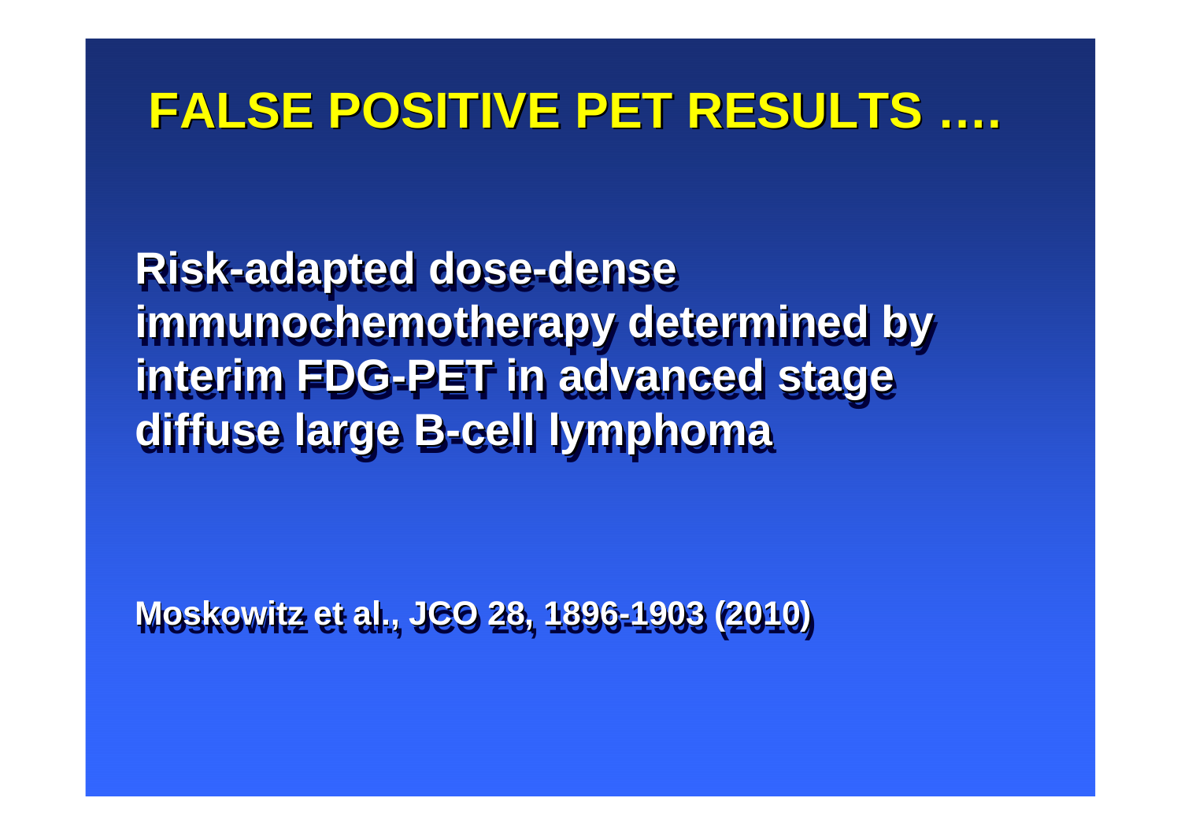# FALSE POSITIVE PET RESULTS ….

**Risk-adapted dose-dense immunochemotherapy determined by interim FDG-PET in advanced stage diffuse large B-cell lymphoma**

**Moskowitz et al., JCO 28, 1896-1903 (2010)**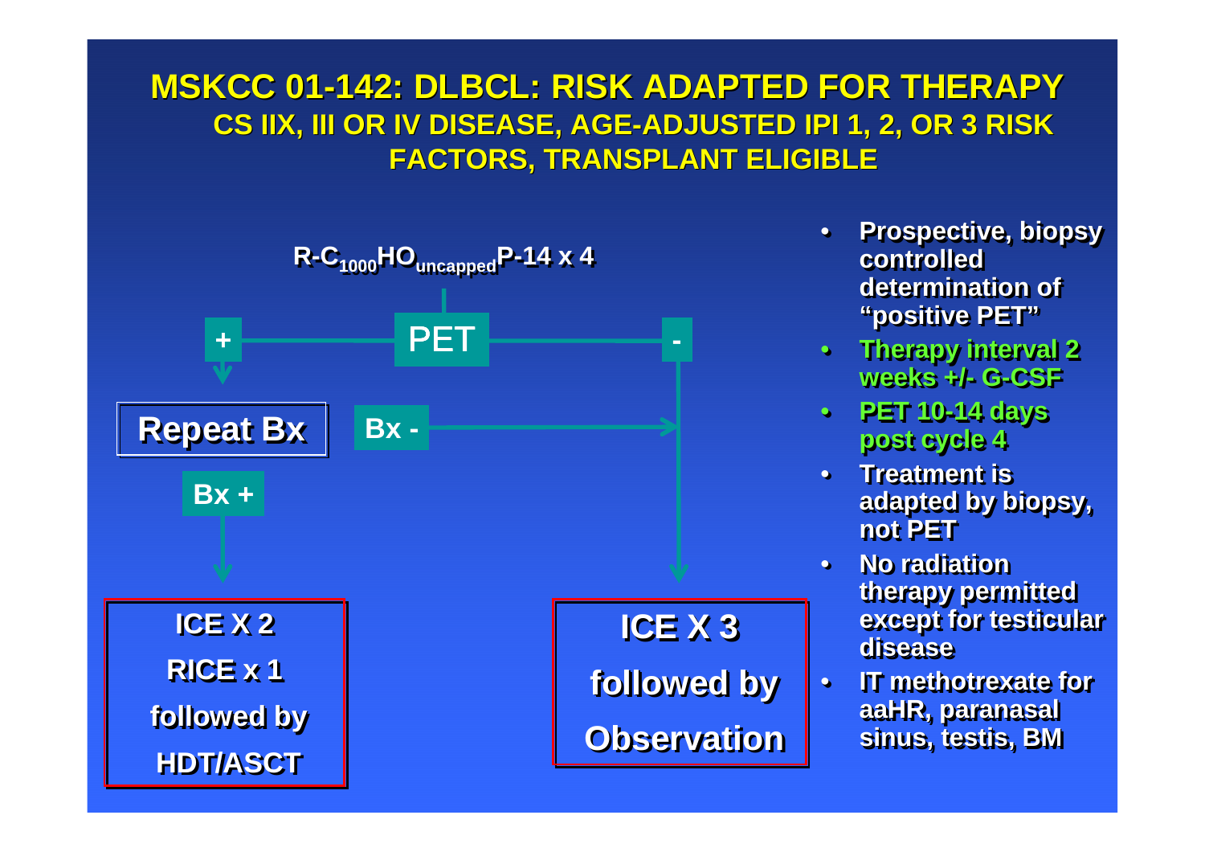# MSKCC 01-142: DLBCL: RISK ADAPTED FOR THERAPY

## CS IIX, III OR IV DISEASE, AGE-ADJUSTED IPI 1, 2, OR 3 RISK FACTORS, TRANSPLANT ELIGIBLE

$R\text{-}C_{1000}HO_{uncapped}P\text{-}14 \times 4$

PET

- **+** → **Repeat Bx**
  - **Bx +** → **ICE X 2, RICE x 1, followed by HDT/ASCT**
  - **Bx -** → **ICE X 3 followed by Observation**
- **-** → **ICE X 3 followed by Observation**

- **Prospective, biopsy controlled determination of "positive PET"**
- **Therapy interval 2 weeks +/- G-CSF**
- **PET 10-14 days post cycle 4**
- **Treatment is adapted by biopsy, not PET**
- **No radiation therapy permitted except for testicular disease**
- **IT methotrexate for aaHR, paranasal sinus, testis, BM**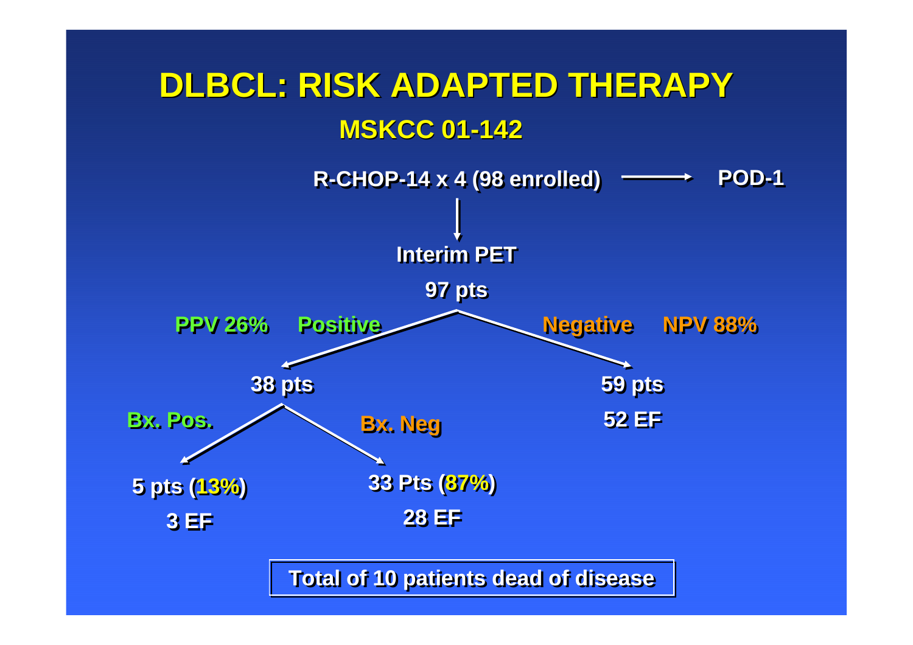# DLBCL: RISK ADAPTED THERAPY

## MSKCC 01-142

R-CHOP-14 x 4 (98 enrolled) → POD-1

↓

Interim PET

97 pts

PPV 26% Positive

Negative NPV 88%

- **Positive**: 38 pts
  - Bx. Pos.: 5 pts (13%), 3 EF
  - Bx. Neg: 33 Pts (87%), 28 EF
- **Negative**: 59 pts, 52 EF

Total of 10 patients dead of disease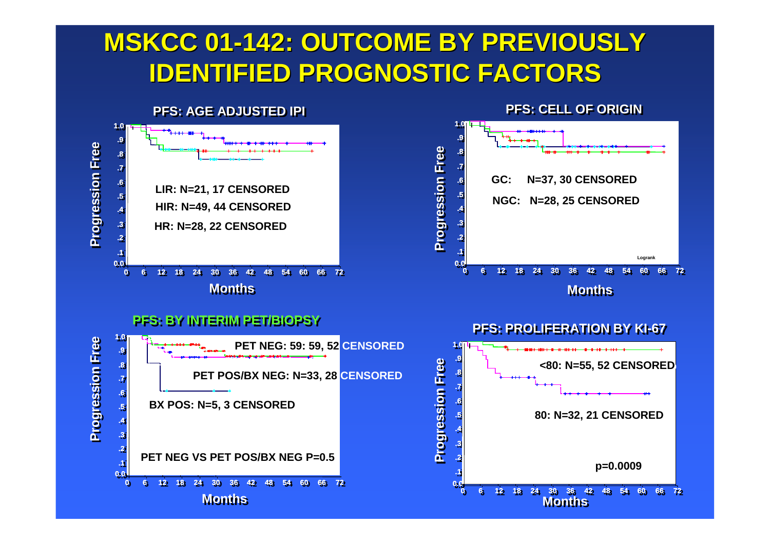# MSKCC 01-142: OUTCOME BY PREVIOUSLY IDENTIFIED PROGNOSTIC FACTORS

## PFS: AGE ADJUSTED IPI

LIR: N=21, 17 CENSORED

HIR: N=49, 44 CENSORED

HR: N=28, 22 CENSORED

## PFS: CELL OF ORIGIN

GC: N=37, 30 CENSORED

NGC: N=28, 25 CENSORED

Logrank

## PFS: BY INTERIM PET/BIOPSY

PET NEG: 59: 59, 52 CENSORED

PET POS/BX NEG: N=33, 28 CENSORED

BX POS: N=5, 3 CENSORED

PET NEG VS PET POS/BX NEG P=0.5

## PFS: PROLIFERATION BY KI-67

<80: N=55, 52 CENSORED

80: N=32, 21 CENSORED

p=0.0009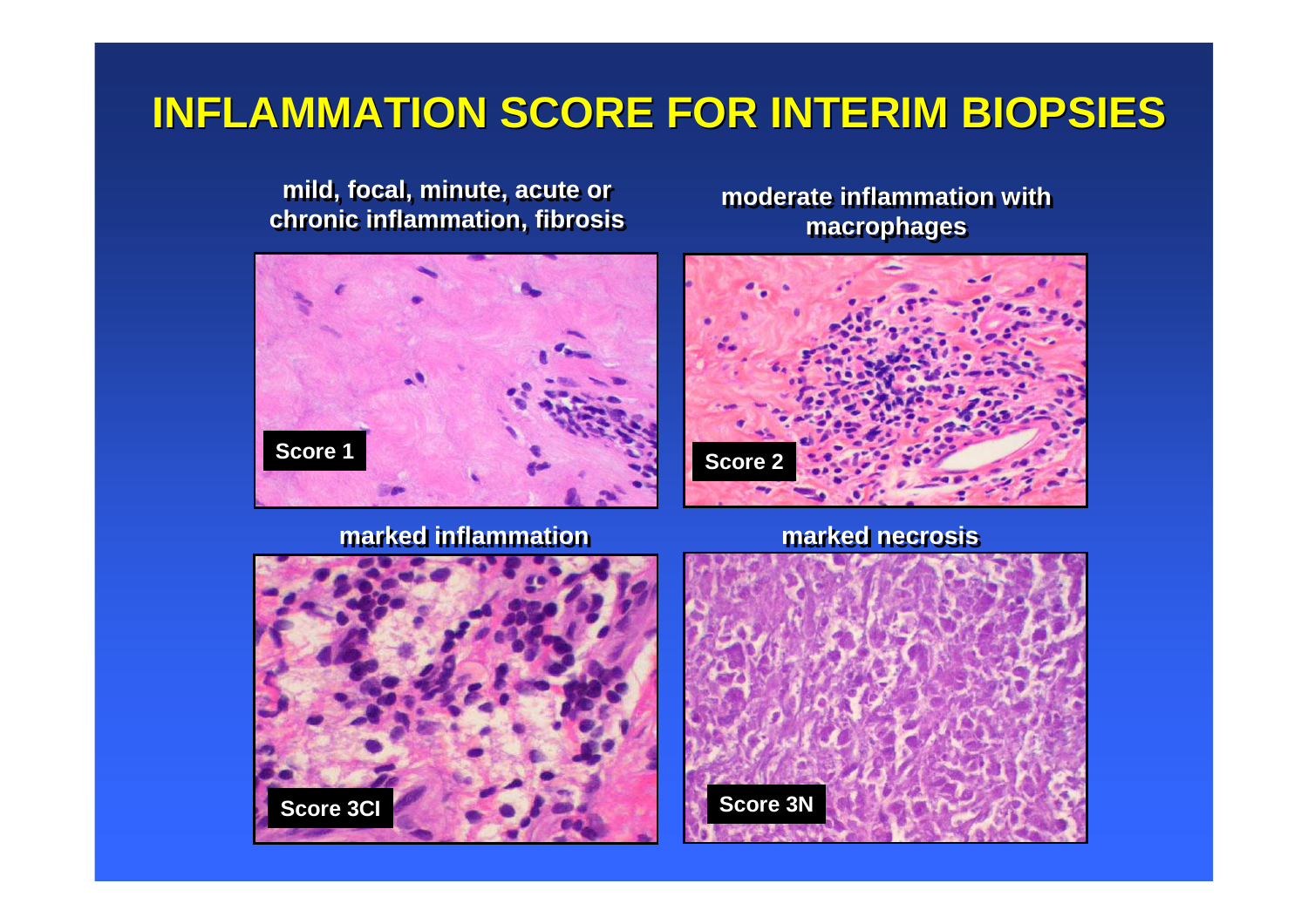# INFLAMMATION SCORE FOR INTERIM BIOPSIES

**mild, focal, minute, acute or chronic inflammation, fibrosis**

Score 1

**moderate inflammation with macrophages**

Score 2

**marked inflammation**

Score 3CI

**marked necrosis**

Score 3N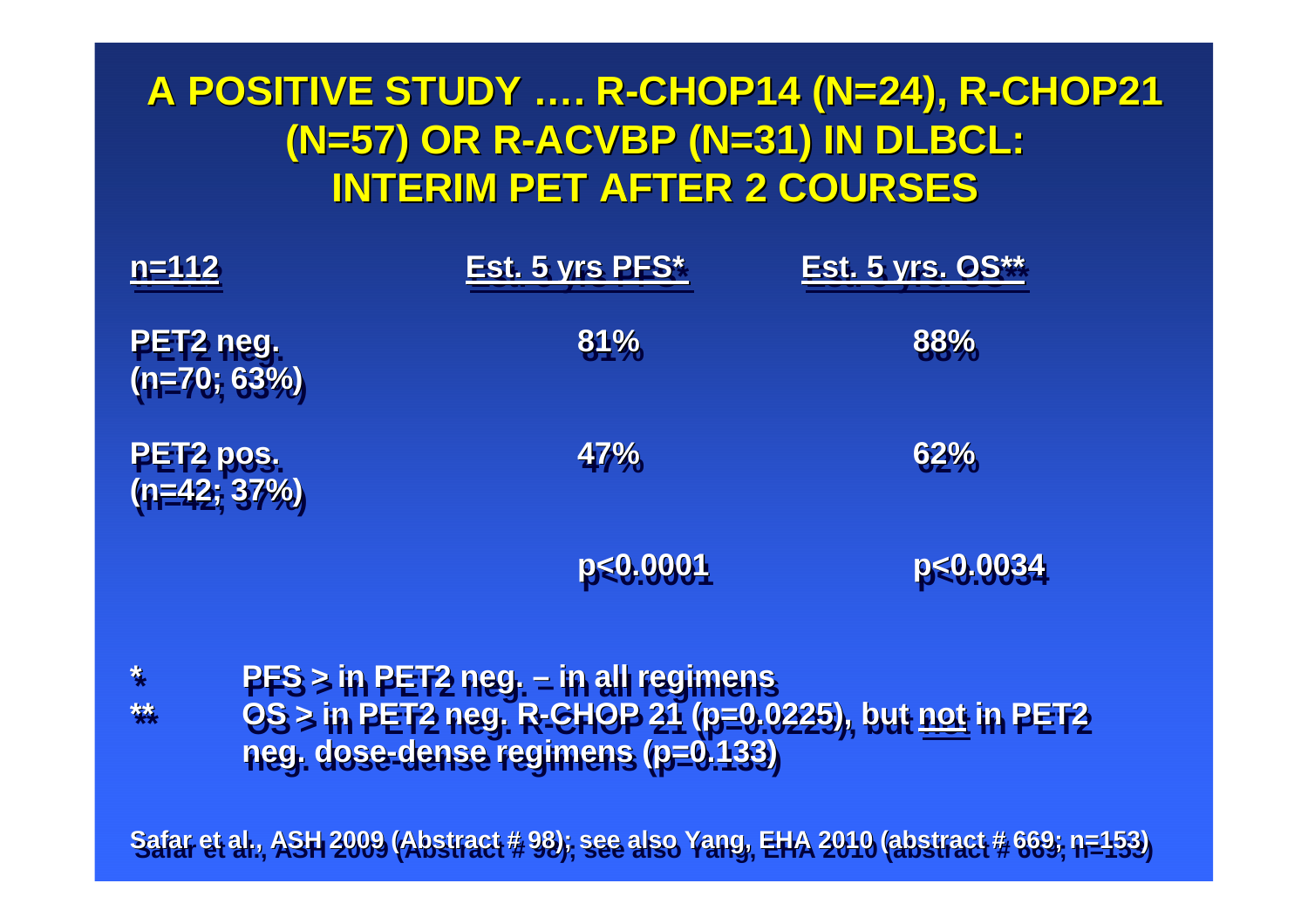# A POSITIVE STUDY …. R-CHOP14 (N=24), R-CHOP21 (N=57) OR R-ACVBP (N=31) IN DLBCL: INTERIM PET AFTER 2 COURSES

| n=112 | Est. 5 yrs PFS* | Est. 5 yrs. OS** |
|---|---|---|
| PET2 neg. (n=70; 63%) | 81% | 88% |
| PET2 pos. (n=42; 37%) | 47% | 62% |
| | p<0.0001 | p<0.0034 |

\* PFS > in PET2 neg. – in all regimens

\*\* OS > in PET2 neg. R-CHOP 21 (p=0.0225), but <u>not</u> in PET2 neg. dose-dense regimens (p=0.133)

Safar et al., ASH 2009 (Abstract # 98); see also Yang, EHA 2010 (abstract # 669; n=153)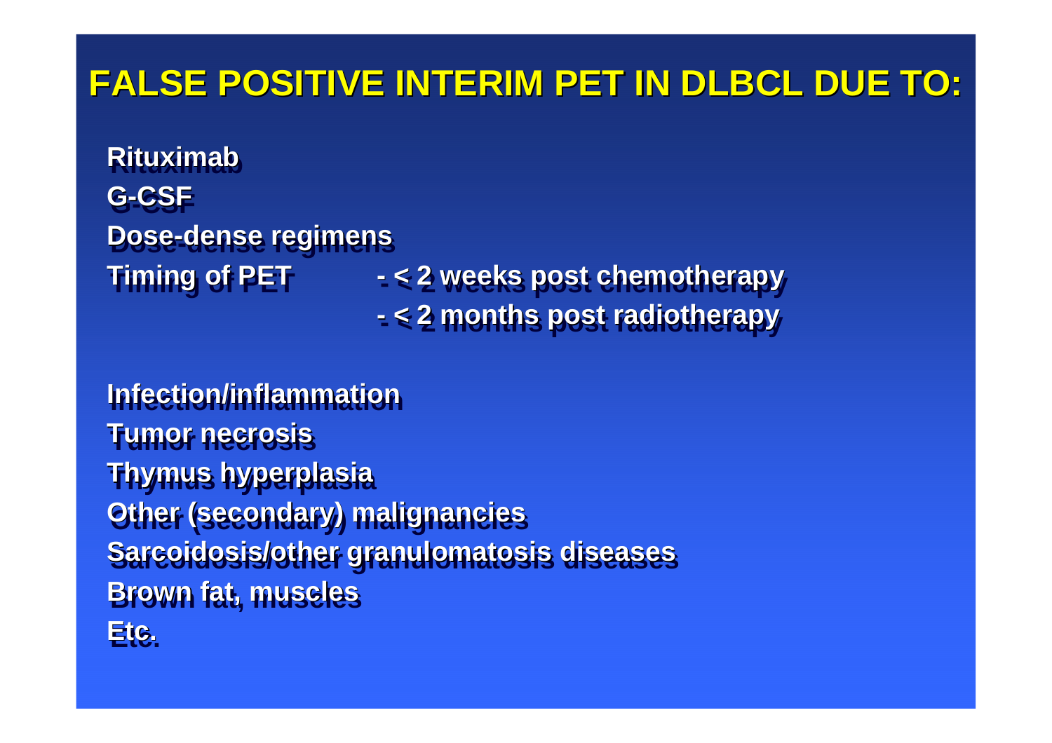# FALSE POSITIVE INTERIM PET IN DLBCL DUE TO:

**Rituximab**

**G-CSF**

**Dose-dense regimens**

**Timing of PET** - < 2 weeks post chemotherapy
- < 2 months post radiotherapy

**Infection/inflammation**

**Tumor necrosis**

**Thymus hyperplasia**

**Other (secondary) malignancies**

**Sarcoidosis/other granulomatosis diseases**

**Brown fat, muscles**

**Etc.**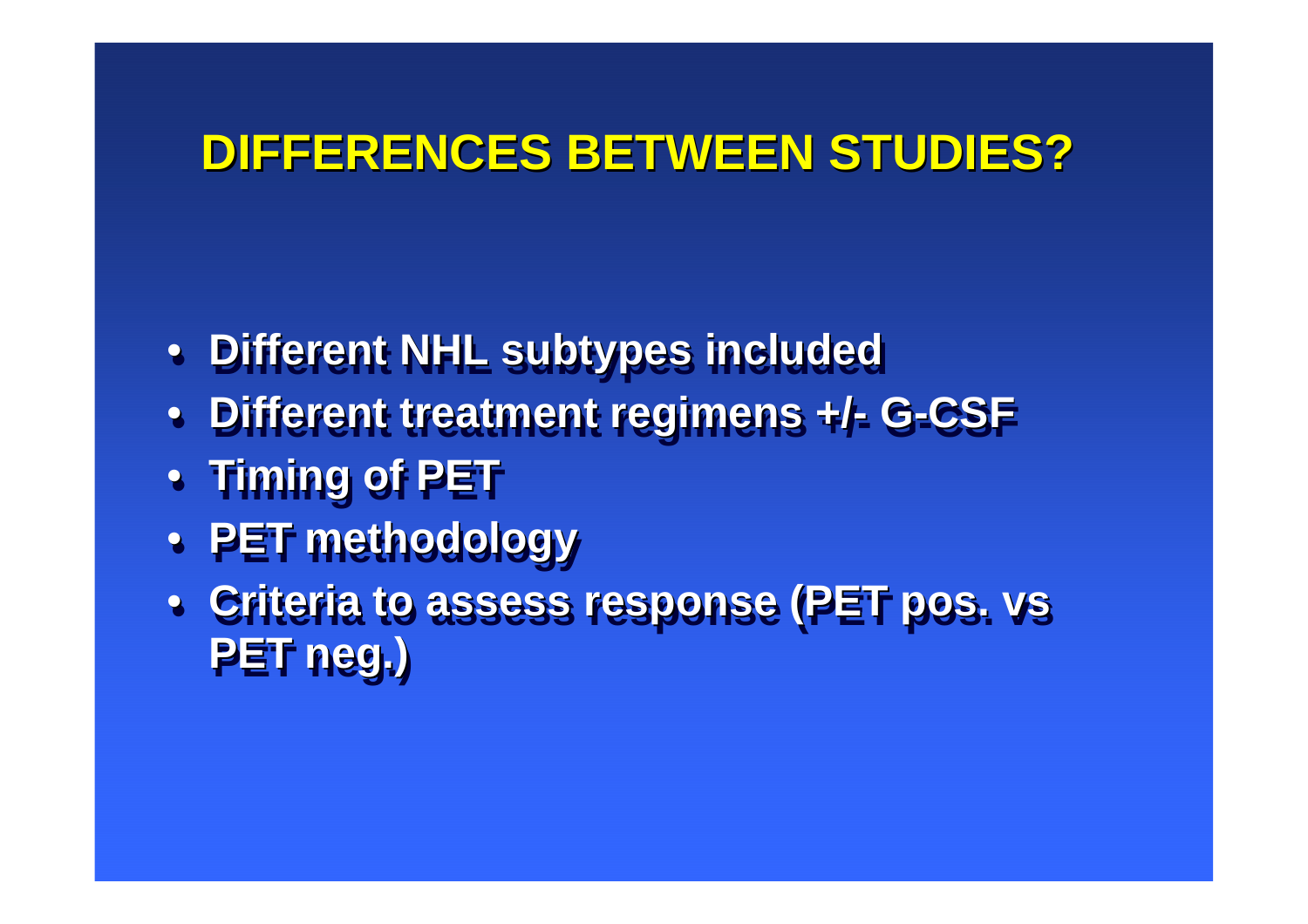# DIFFERENCES BETWEEN STUDIES?

- **Different NHL subtypes included**
- **Different treatment regimens +/- G-CSF**
- **Timing of PET**
- **PET methodology**
- **Criteria to assess response (PET pos. vs PET neg.)**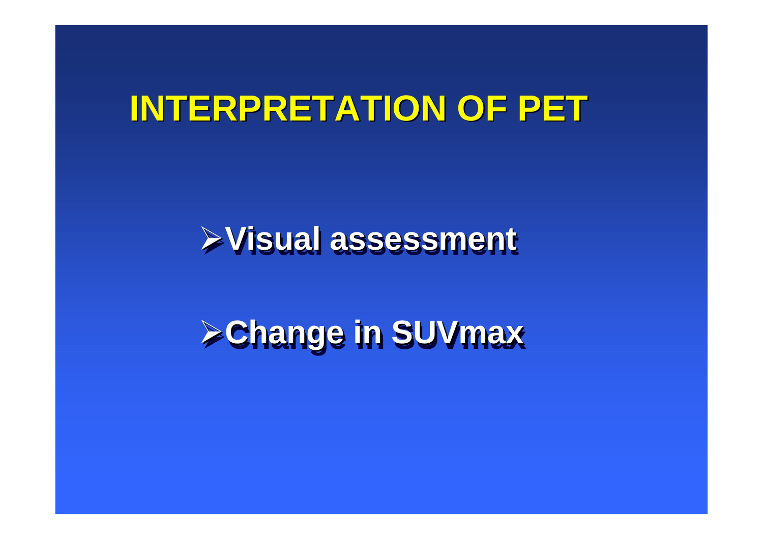# INTERPRETATION OF PET

- Visual assessment
- Change in SUVmax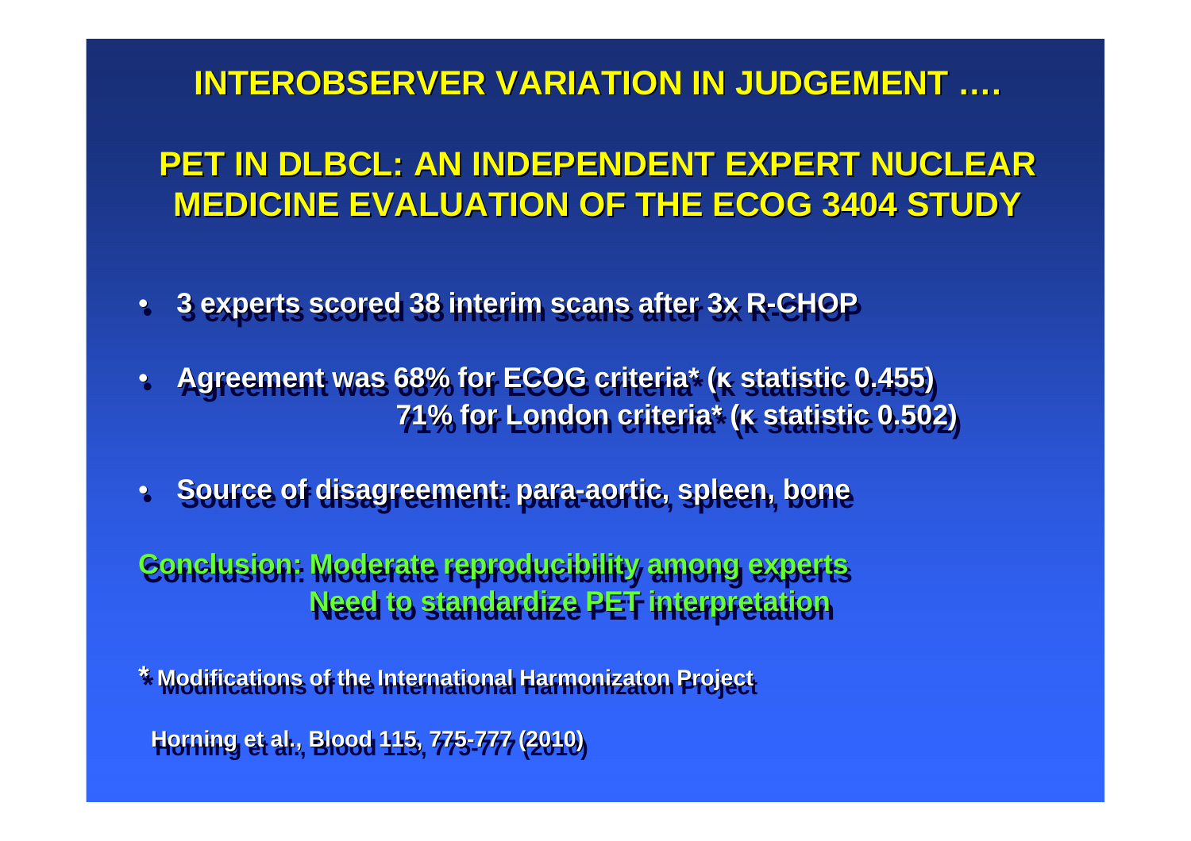# INTEROBSERVER VARIATION IN JUDGEMENT ….

## PET IN DLBCL: AN INDEPENDENT EXPERT NUCLEAR MEDICINE EVALUATION OF THE ECOG 3404 STUDY

- **3 experts scored 38 interim scans after 3x R-CHOP**
- **Agreement was 68% for ECOG criteria* (κ statistic 0.455)**
  **71% for London criteria* (κ statistic 0.502)**
- **Source of disagreement: para-aortic, spleen, bone**

**Conclusion: Moderate reproducibility among experts**
**Need to standardize PET interpretation**

**\* Modifications of the International Harmonizaton Project**

**Horning et al., Blood 115, 775-777 (2010)**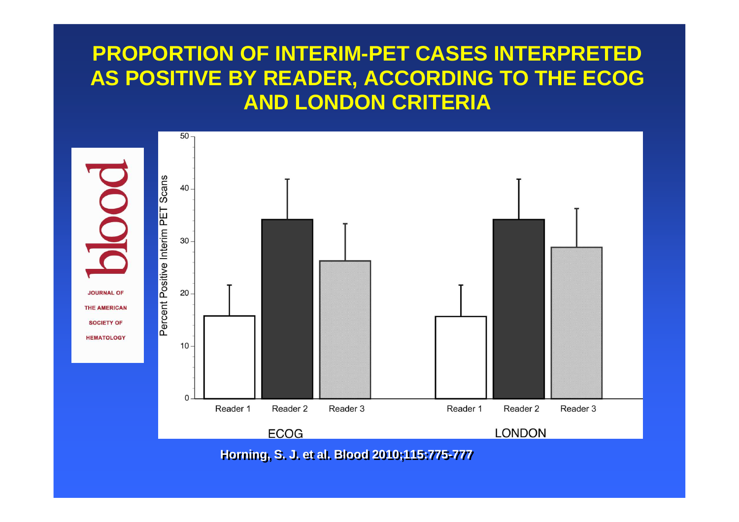# PROPORTION OF INTERIM-PET CASES INTERPRETED AS POSITIVE BY READER, ACCORDING TO THE ECOG AND LONDON CRITERIA

blood

JOURNAL OF THE AMERICAN SOCIETY OF HEMATOLOGY

Percent Positive Interim PET Scans

| | Reader 1 | Reader 2 | Reader 3 |
|---|---|---|---|
| ECOG | ~16 | ~34 | ~26 |
| LONDON | ~16 | ~34 | ~29 |

**Horning, S. J. et al. Blood 2010;115:775-777**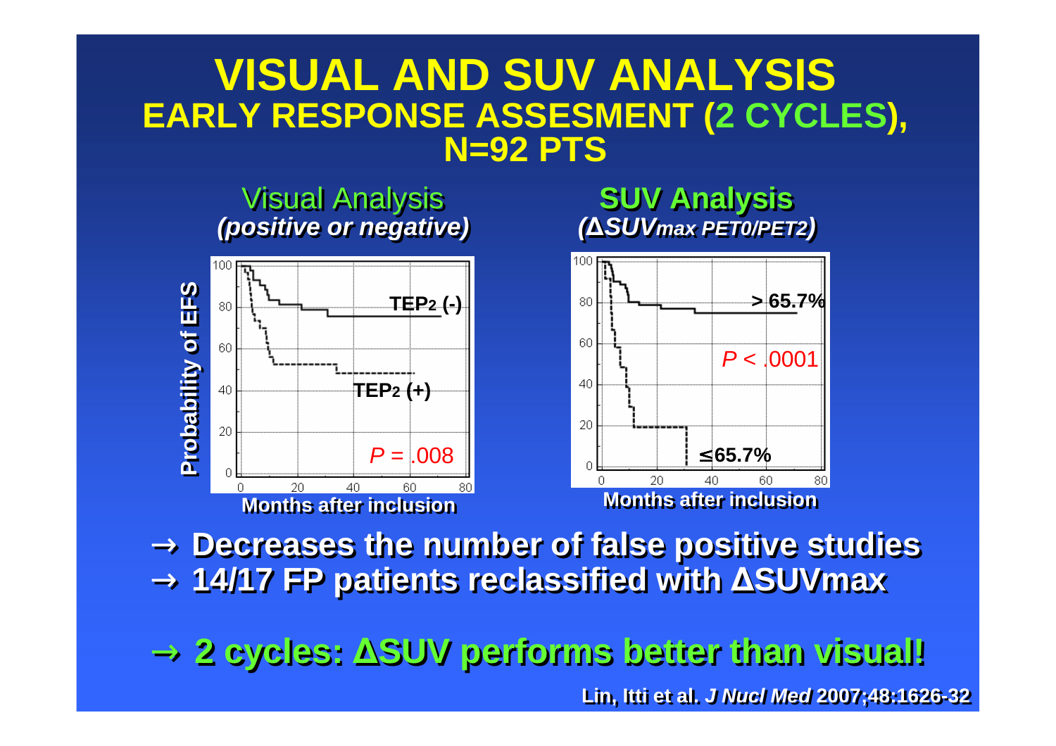# VISUAL AND SUV ANALYSIS

## EARLY RESPONSE ASSESEMENT (2 CYCLES), N=92 PTS

Visual Analysis
***(positive or negative)***

**SUV Analysis**
***(ΔSUVmax PET0/PET2)***

Probability of EFS

TEP2 (-)

TEP2 (+)

$P$ = .008

Months after inclusion

> 65.7%

$P$ < .0001

≤65.7%

Months after inclusion

→ **Decreases the number of false positive studies**

→ **14/17 FP patients reclassified with ΔSUVmax**

→ **2 cycles: ΔSUV performs better than visual!**

**Lin, Itti et al. *J Nucl Med* 2007;48:1626-32**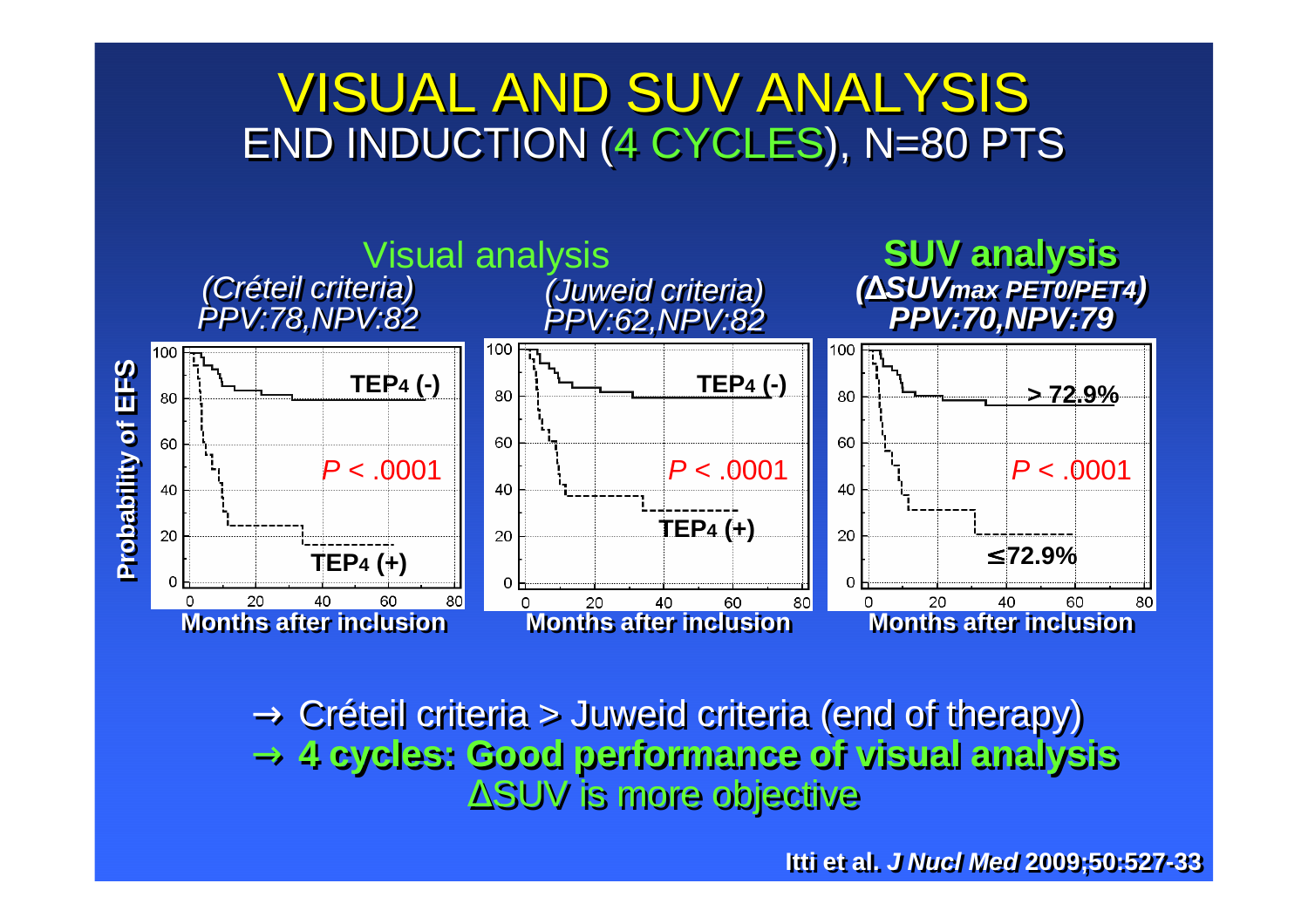# VISUAL AND SUV ANALYSIS

## END INDUCTION (4 CYCLES), N=80 PTS

**Visual analysis**

*(Créteil criteria)*
*PPV:78,NPV:82*

*(Juweid criteria)*
*PPV:62,NPV:82*

**SUV analysis**

***(ΔSUVmax PET0/PET4)***
***PPV:70,NPV:79***

Probability of EFS

TEP4 (-) | TEP4 (+) | $P < .0001$

TEP4 (-) | TEP4 (+) | $P < .0001$

> 72.9% | ≤72.9% | $P < .0001$

Months after inclusion

→ Créteil criteria > Juweid criteria (end of therapy)

→ **4 cycles: Good performance of visual analysis**

ΔSUV is more objective

**Itti et al. *J Nucl Med* 2009;50:527-33**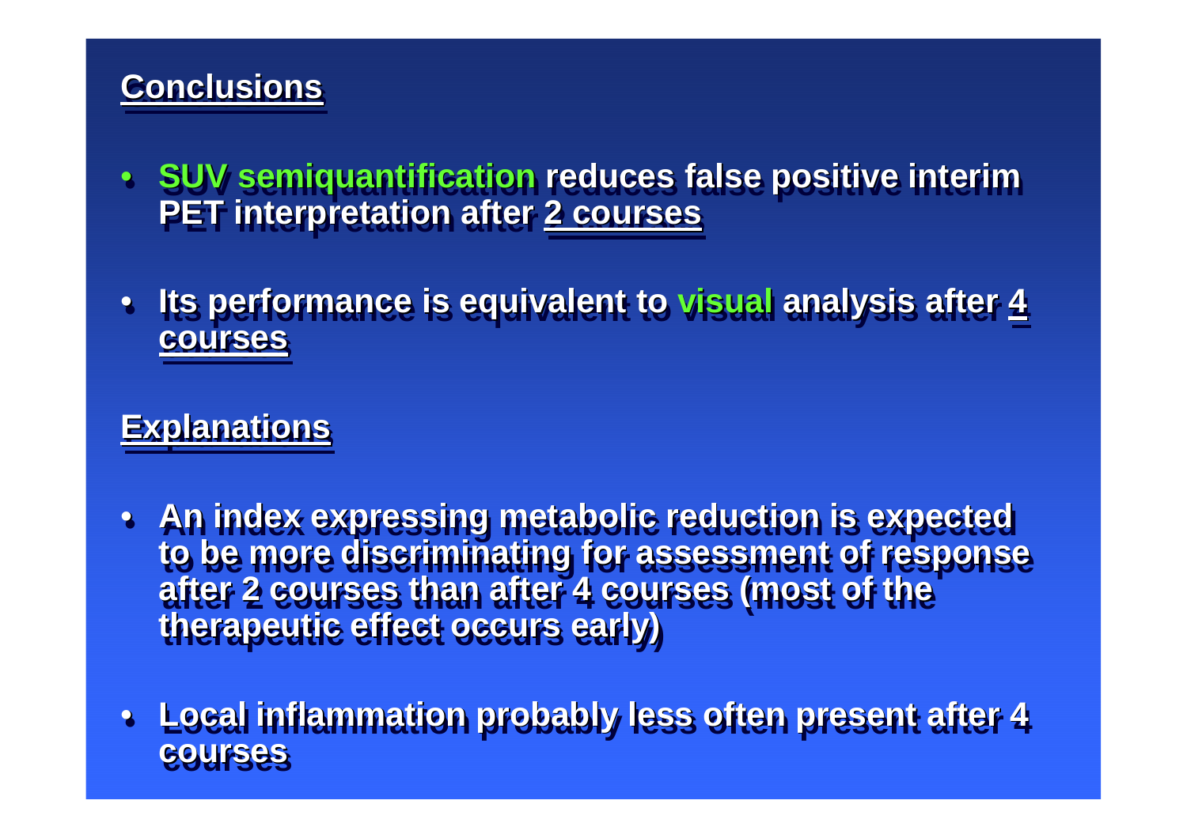## Conclusions

- **SUV semiquantification reduces false positive interim PET interpretation after 2 courses**
- **Its performance is equivalent to visual analysis after 4 courses**

## Explanations

- **An index expressing metabolic reduction is expected to be more discriminating for assessment of response after 2 courses than after 4 courses (most of the therapeutic effect occurs early)**
- **Local inflammation probably less often present after 4 courses**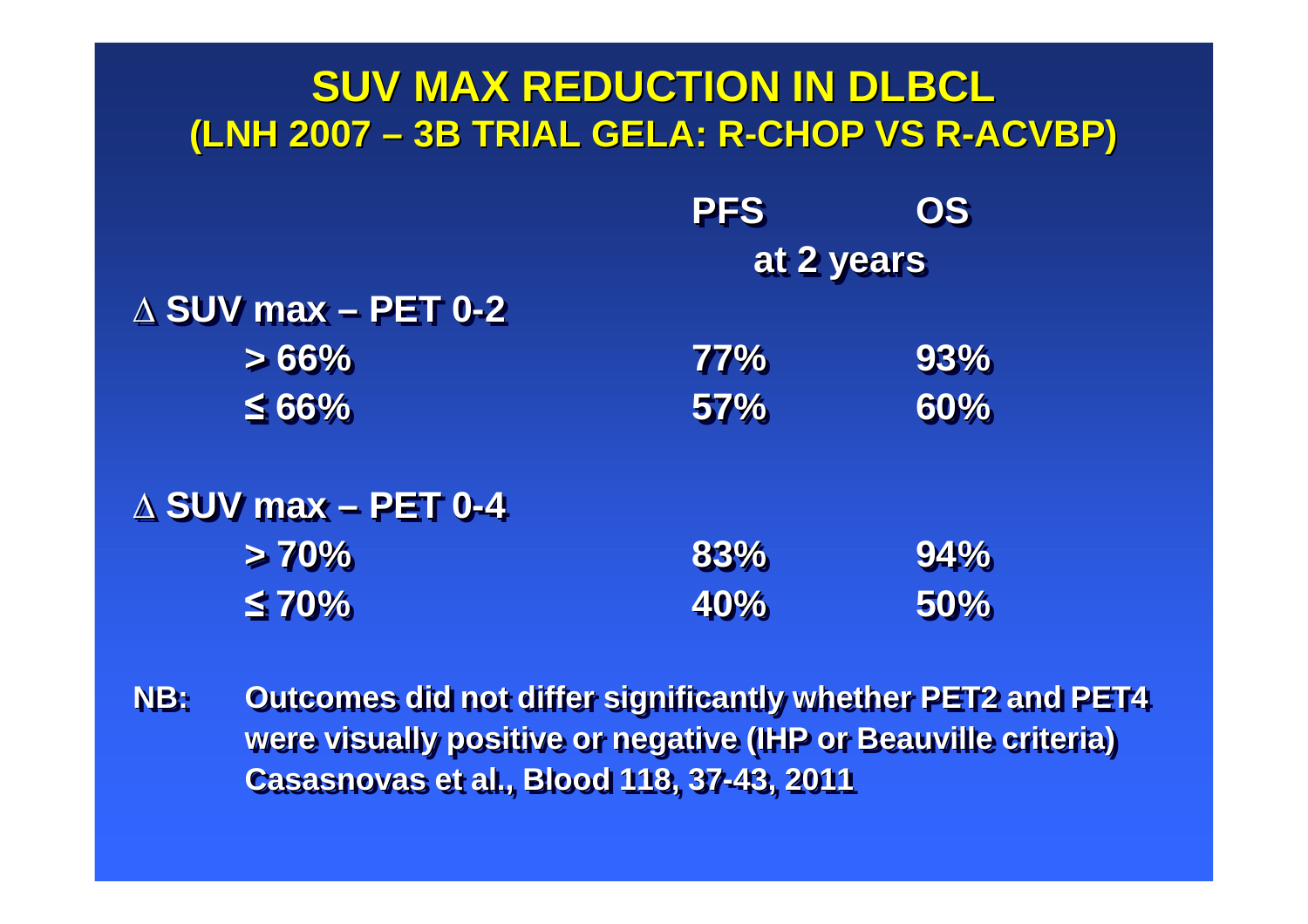# SUV MAX REDUCTION IN DLBCL
## (LNH 2007 – 3B TRIAL GELA: R-CHOP VS R-ACVBP)

| | PFS | OS |
|---|---|---|
| | at 2 years | |
| **∆ SUV max – PET 0-2** | | |
| > 66% | 77% | 93% |
| ≤ 66% | 57% | 60% |
| **∆ SUV max – PET 0-4** | | |
| > 70% | 83% | 94% |
| ≤ 70% | 40% | 50% |

**NB:** Outcomes did not differ significantly whether PET2 and PET4 were visually positive or negative (IHP or Beauville criteria)
Casasnovas et al., Blood 118, 37-43, 2011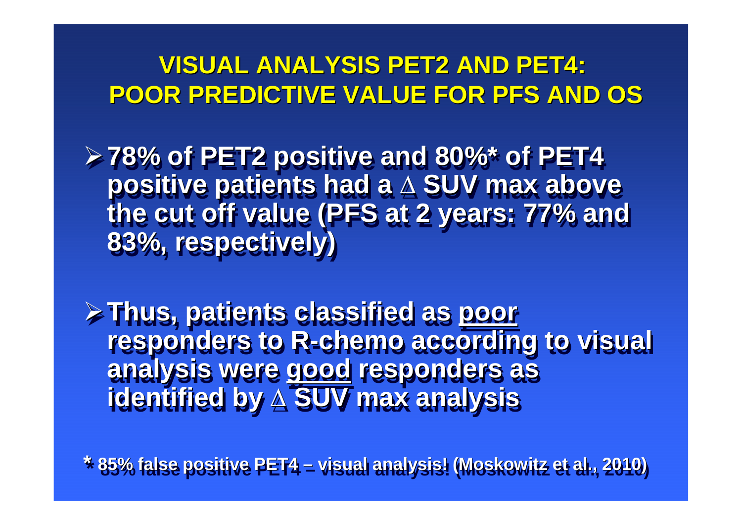# VISUAL ANALYSIS PET2 AND PET4: POOR PREDICTIVE VALUE FOR PFS AND OS

- **78% of PET2 positive and 80%* of PET4 positive patients had a Δ SUV max above the cut off value (PFS at 2 years: 77% and 83%, respectively)**

- **Thus, patients classified as <u>poor</u> responders to R-chemo according to visual analysis were <u>good</u> responders as identified by Δ SUV max analysis**

**\* 85% false positive PET4 – visual analysis! (Moskowitz et al., 2010)**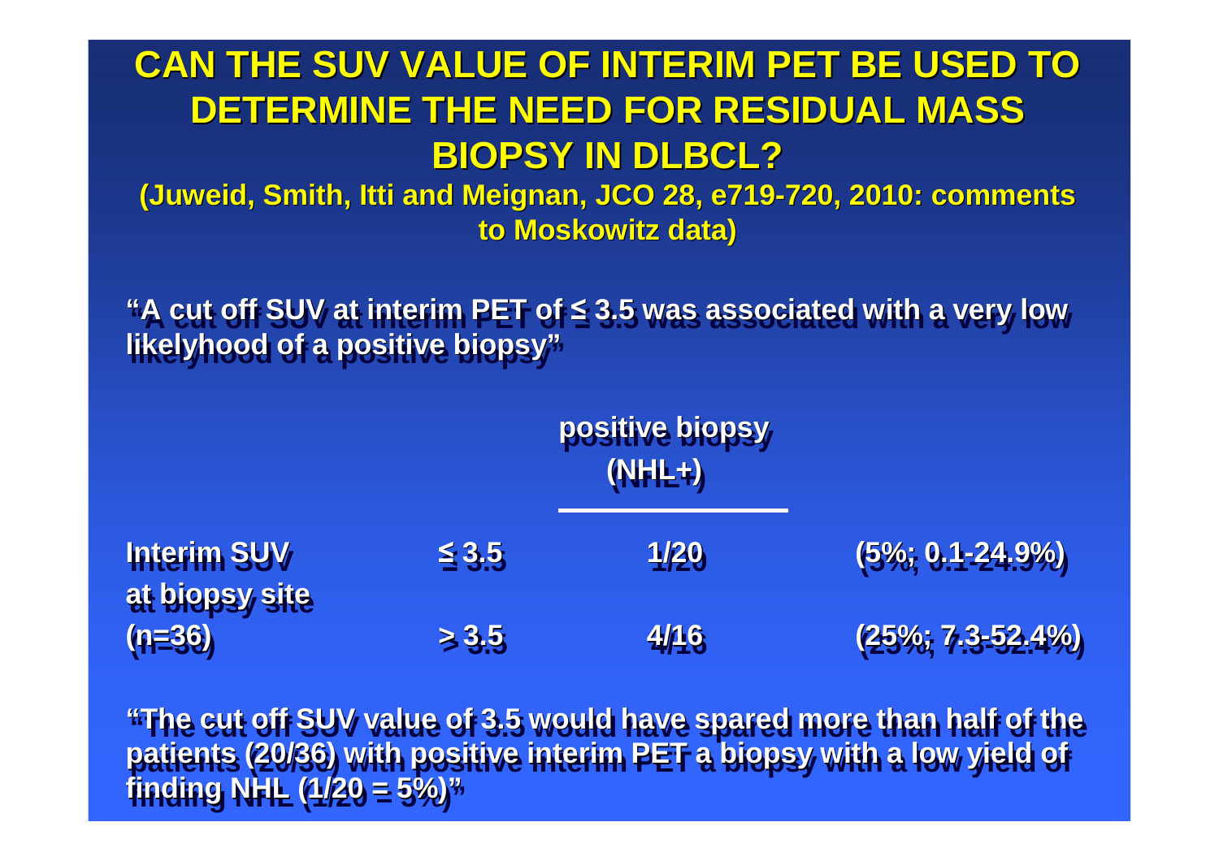# CAN THE SUV VALUE OF INTERIM PET BE USED TO DETERMINE THE NEED FOR RESIDUAL MASS BIOPSY IN DLBCL?

**(Juweid, Smith, Itti and Meignan, JCO 28, e719-720, 2010: comments to Moskowitz data)**

**"A cut off SUV at interim PET of ≤ 3.5 was associated with a very low likelyhood of a positive biopsy"**

| | | positive biopsy (NHL+) | |
|---|---|---|---|
| Interim SUV at biopsy site | ≤ 3.5 | 1/20 | (5%; 0.1-24.9%) |
| (n=36) | > 3.5 | 4/16 | (25%; 7.3-52.4%) |

**"The cut off SUV value of 3.5 would have spared more than half of the patients (20/36) with positive interim PET a biopsy with a low yield of finding NHL (1/20 = 5%)"**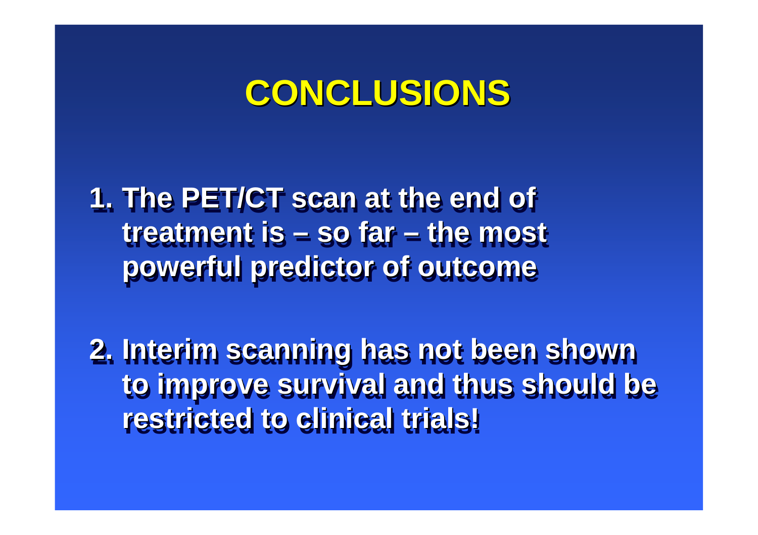# CONCLUSIONS

1. The PET/CT scan at the end of treatment is – so far – the most powerful predictor of outcome

2. Interim scanning has not been shown to improve survival and thus should be restricted to clinical trials!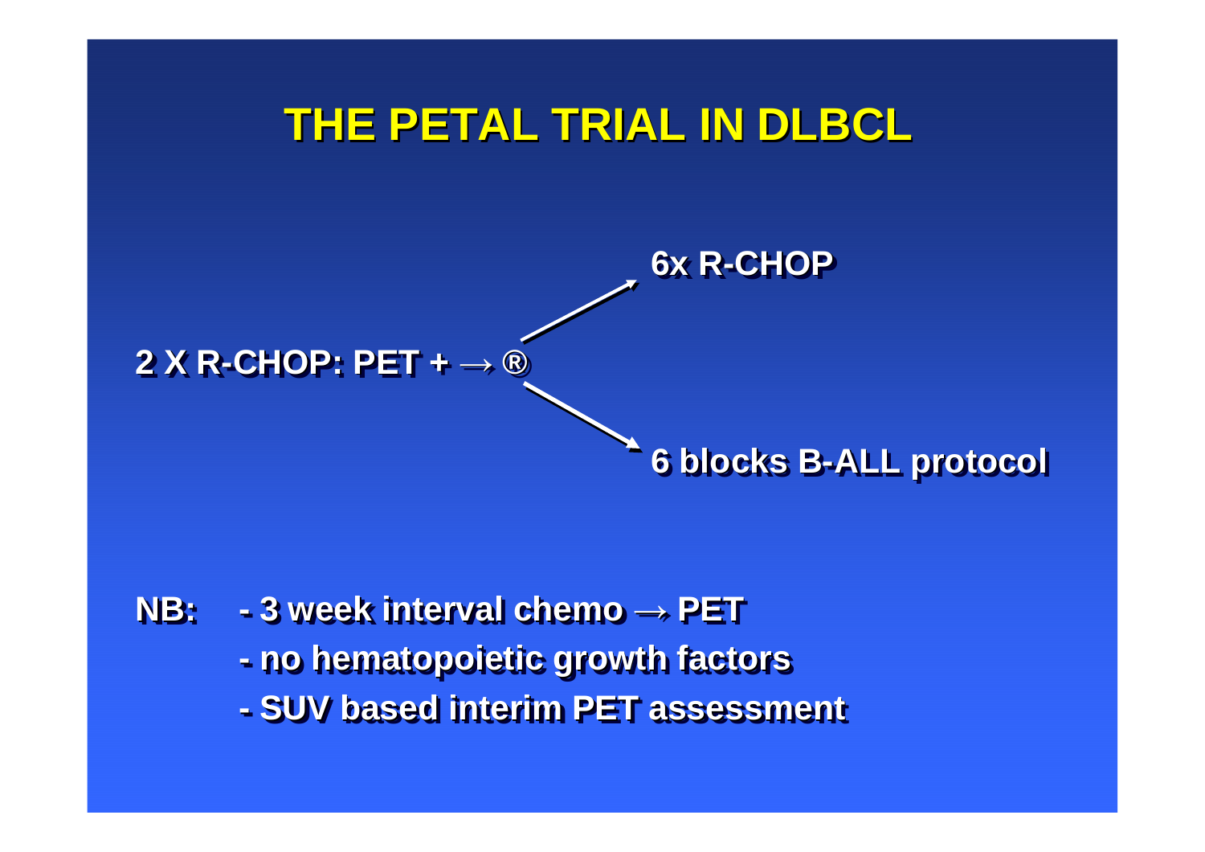# THE PETAL TRIAL IN DLBCL

2 X R-CHOP: PET + → ®

- → 6x R-CHOP
- → 6 blocks B-ALL protocol

NB:
- 3 week interval chemo → PET
- no hematopoietic growth factors
- SUV based interim PET assessment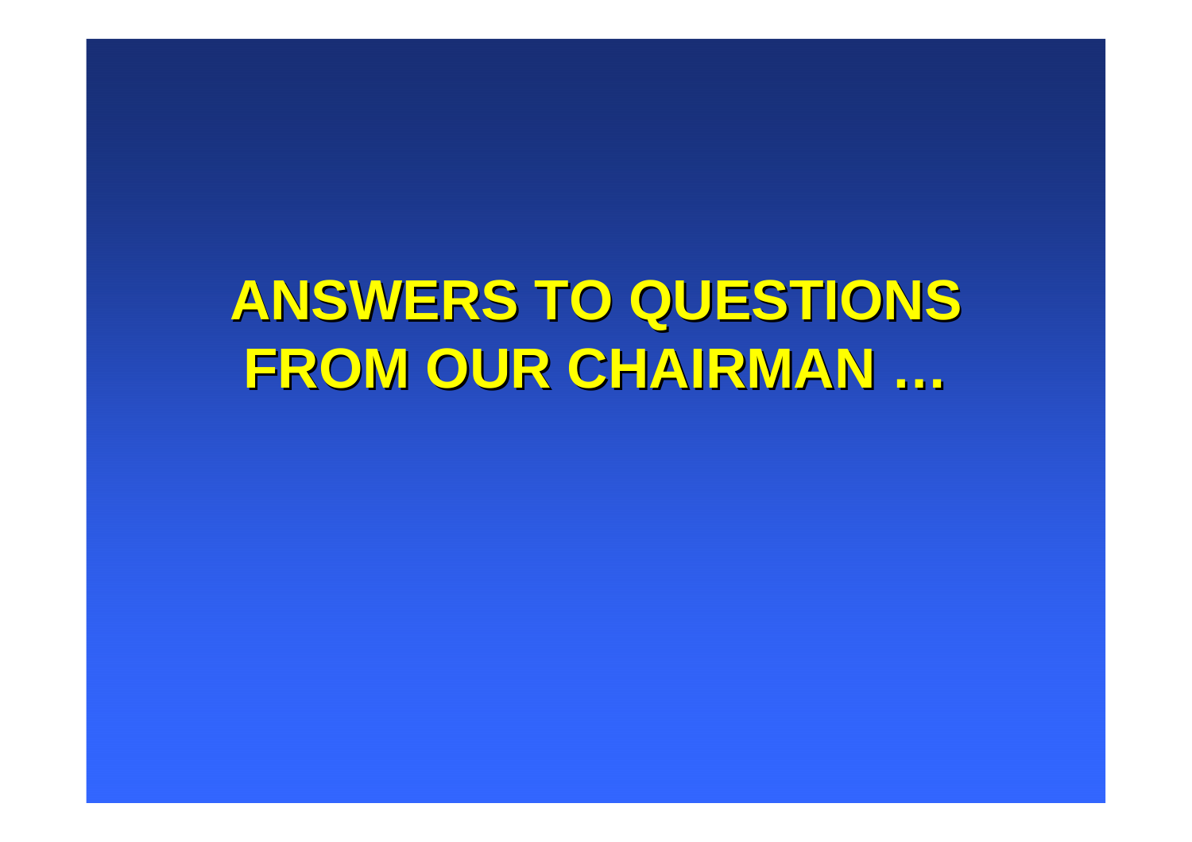# ANSWERS TO QUESTIONS FROM OUR CHAIRMAN …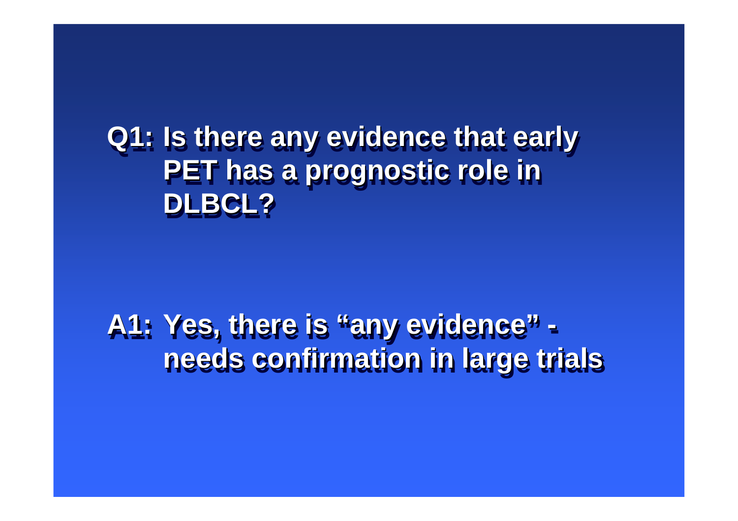**Q1: Is there any evidence that early PET has a prognostic role in DLBCL?**

**A1: Yes, there is “any evidence” - needs confirmation in large trials**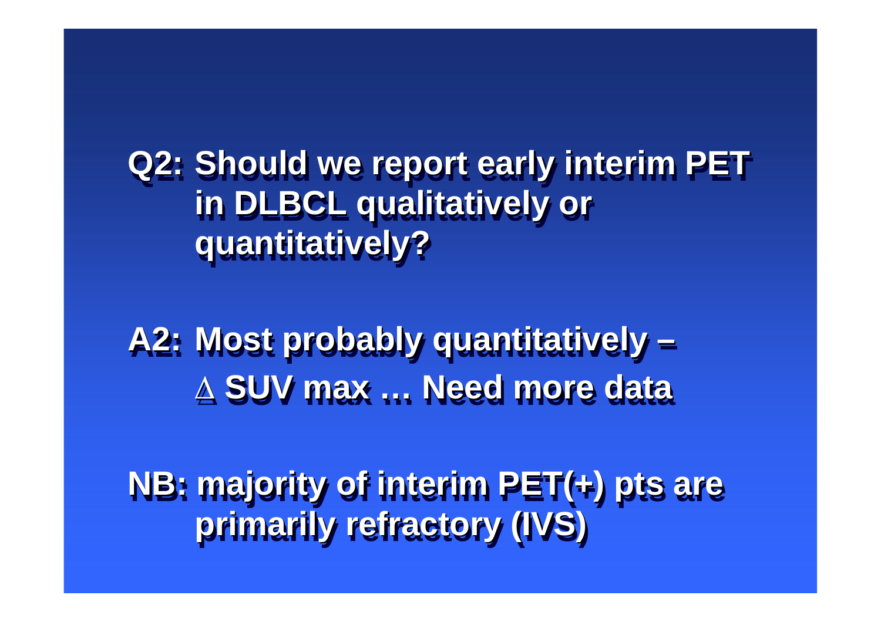**Q2: Should we report early interim PET in DLBCL qualitatively or quantitatively?**

**A2: Most probably quantitatively – $\Delta$ SUV max … Need more data**

**NB: majority of interim PET(+) pts are primarily refractory (IVS)**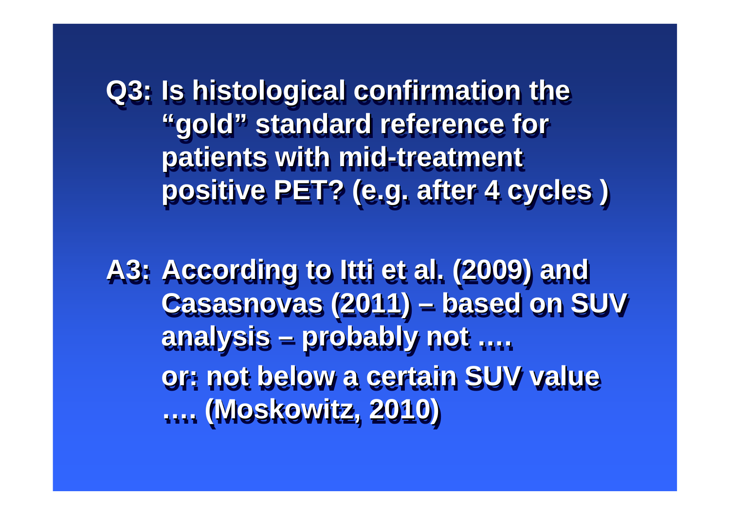**Q3: Is histological confirmation the "gold" standard reference for patients with mid-treatment positive PET? (e.g. after 4 cycles )**

**A3: According to Itti et al. (2009) and Casasnovas (2011) – based on SUV analysis – probably not ….**

**or: not below a certain SUV value …. (Moskowitz, 2010)**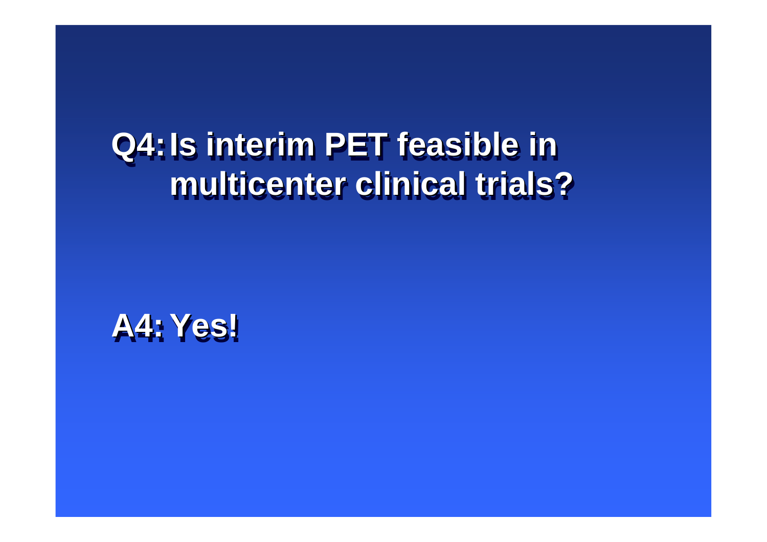## Q4: Is interim PET feasible in multicenter clinical trials?

## A4: Yes!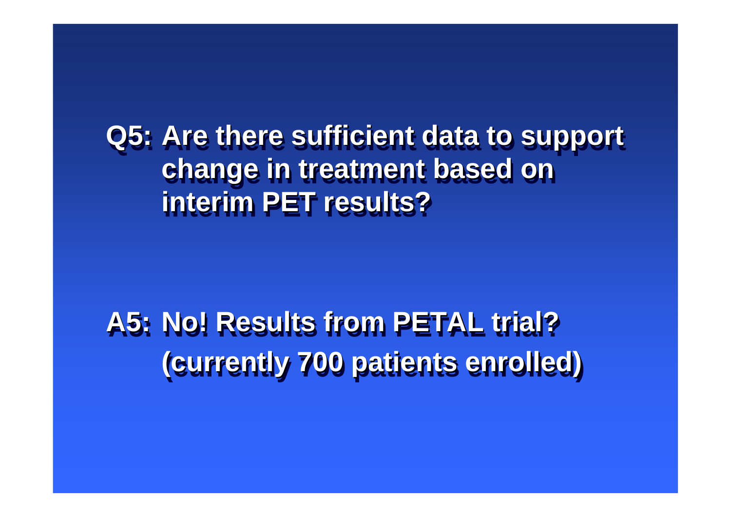**Q5: Are there sufficient data to support change in treatment based on interim PET results?**

**A5: No! Results from PETAL trial? (currently 700 patients enrolled)**